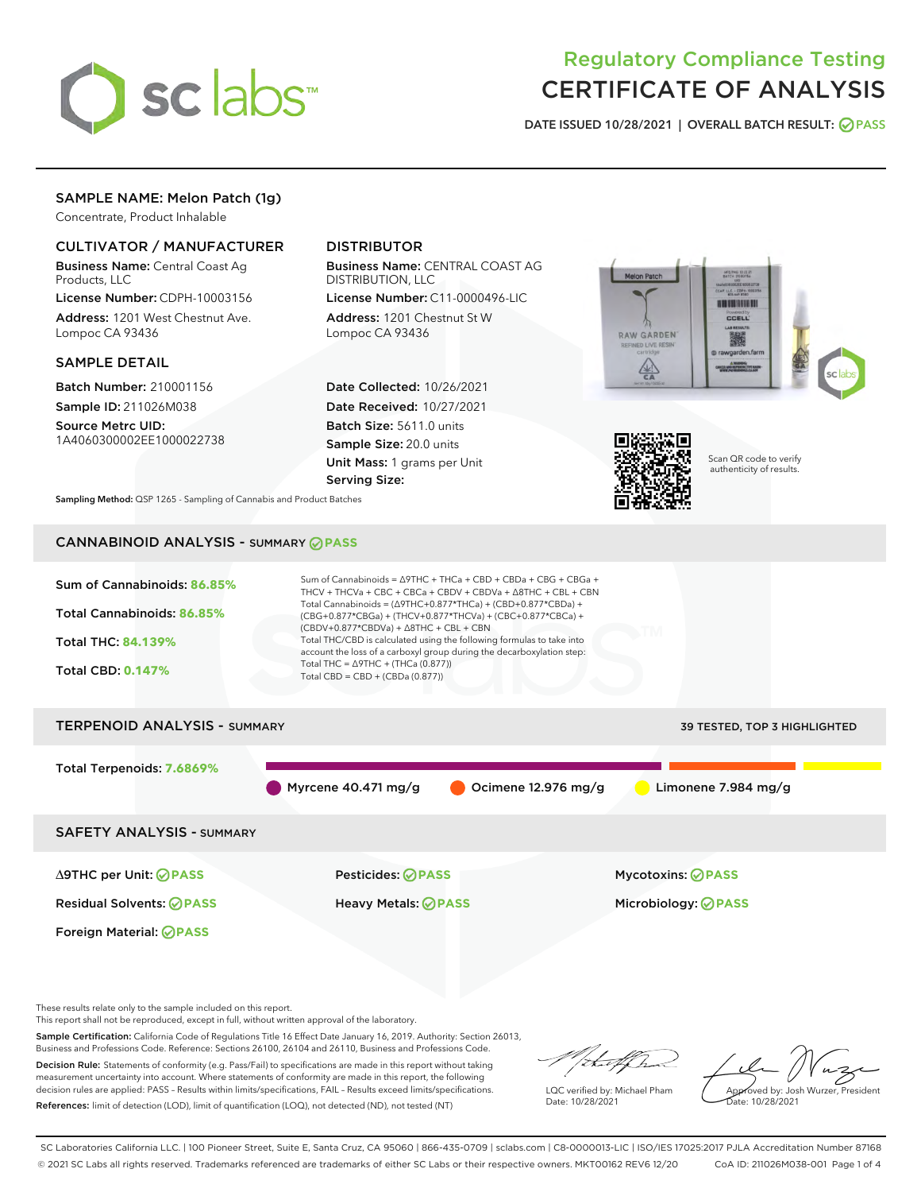# Regulatory Compliance Testing
# CERTIFICATE OF ANALYSIS

DATE ISSUED 10/28/2021 | OVERALL BATCH RESULT: PASS

## SAMPLE NAME: Melon Patch (1g)

Concentrate, Product Inhalable

### CULTIVATOR / MANUFACTURER

**Business Name:** Central Coast Ag Products, LLC
**License Number:** CDPH-10003156
**Address:** 1201 West Chestnut Ave. Lompoc CA 93436

### DISTRIBUTOR

**Business Name:** CENTRAL COAST AG DISTRIBUTION, LLC
**License Number:** C11-0000496-LIC
**Address:** 1201 Chestnut St W Lompoc CA 93436

### SAMPLE DETAIL

**Batch Number:** 210001156
**Sample ID:** 211026M038
**Source Metrc UID:** 1A4060300002EE1000022738

**Date Collected:** 10/26/2021
**Date Received:** 10/27/2021
**Batch Size:** 5611.0 units
**Sample Size:** 20.0 units
**Unit Mass:** 1 grams per Unit
**Serving Size:**

Scan QR code to verify authenticity of results.

**Sampling Method:** QSP 1265 - Sampling of Cannabis and Product Batches

## CANNABINOID ANALYSIS - SUMMARY PASS

Sum of Cannabinoids: **86.85%**
Total Cannabinoids: **86.85%**
Total THC: **84.139%**
Total CBD: **0.147%**

Sum of Cannabinoids = Δ9THC + THCa + CBD + CBDa + CBG + CBGa + THCV + THCVa + CBC + CBCa + CBDV + CBDVa + Δ8THC + CBL + CBN
Total Cannabinoids = (Δ9THC+0.877*THCa) + (CBD+0.877*CBDa) + (CBG+0.877*CBGa) + (THCV+0.877*THCVa) + (CBC+0.877*CBCa) + (CBDV+0.877*CBDVa) + Δ8THC + CBL + CBN
Total THC/CBD is calculated using the following formulas to take into account the loss of a carboxyl group during the decarboxylation step:
Total THC = Δ9THC + (THCa (0.877))
Total CBD = CBD + (CBDa (0.877))

## TERPENOID ANALYSIS - SUMMARY

39 TESTED, TOP 3 HIGHLIGHTED

Total Terpenoids: **7.6869%**

Myrcene 40.471 mg/g | Ocimene 12.976 mg/g | Limonene 7.984 mg/g

## SAFETY ANALYSIS - SUMMARY

| | | |
|---|---|---|
| Δ9THC per Unit: PASS | Pesticides: PASS | Mycotoxins: PASS |
| Residual Solvents: PASS | Heavy Metals: PASS | Microbiology: PASS |
| Foreign Material: PASS | | |

These results relate only to the sample included on this report.
This report shall not be reproduced, except in full, without written approval of the laboratory.

**Sample Certification:** California Code of Regulations Title 16 Effect Date January 16, 2019. Authority: Section 26013, Business and Professions Code. Reference: Sections 26100, 26104 and 26110, Business and Professions Code.

**Decision Rule:** Statements of conformity (e.g. Pass/Fail) to specifications are made in this report without taking measurement uncertainty into account. Where statements of conformity are made in this report, the following decision rules are applied: PASS – Results within limits/specifications, FAIL – Results exceed limits/specifications.

**References:** limit of detection (LOD), limit of quantification (LOQ), not detected (ND), not tested (NT)

LQC verified by: Michael Pham
Date: 10/28/2021

Approved by: Josh Wurzer, President
Date: 10/28/2021

SC Laboratories California LLC. | 100 Pioneer Street, Suite E, Santa Cruz, CA 95060 | 866-435-0709 | sclabs.com | C8-0000013-LIC | ISO/IES 17025:2017 PJLA Accreditation Number 87168
© 2021 SC Labs all rights reserved. Trademarks referenced are trademarks of either SC Labs or their respective owners. MKT00162 REV6 12/20 CoA ID: 211026M038-001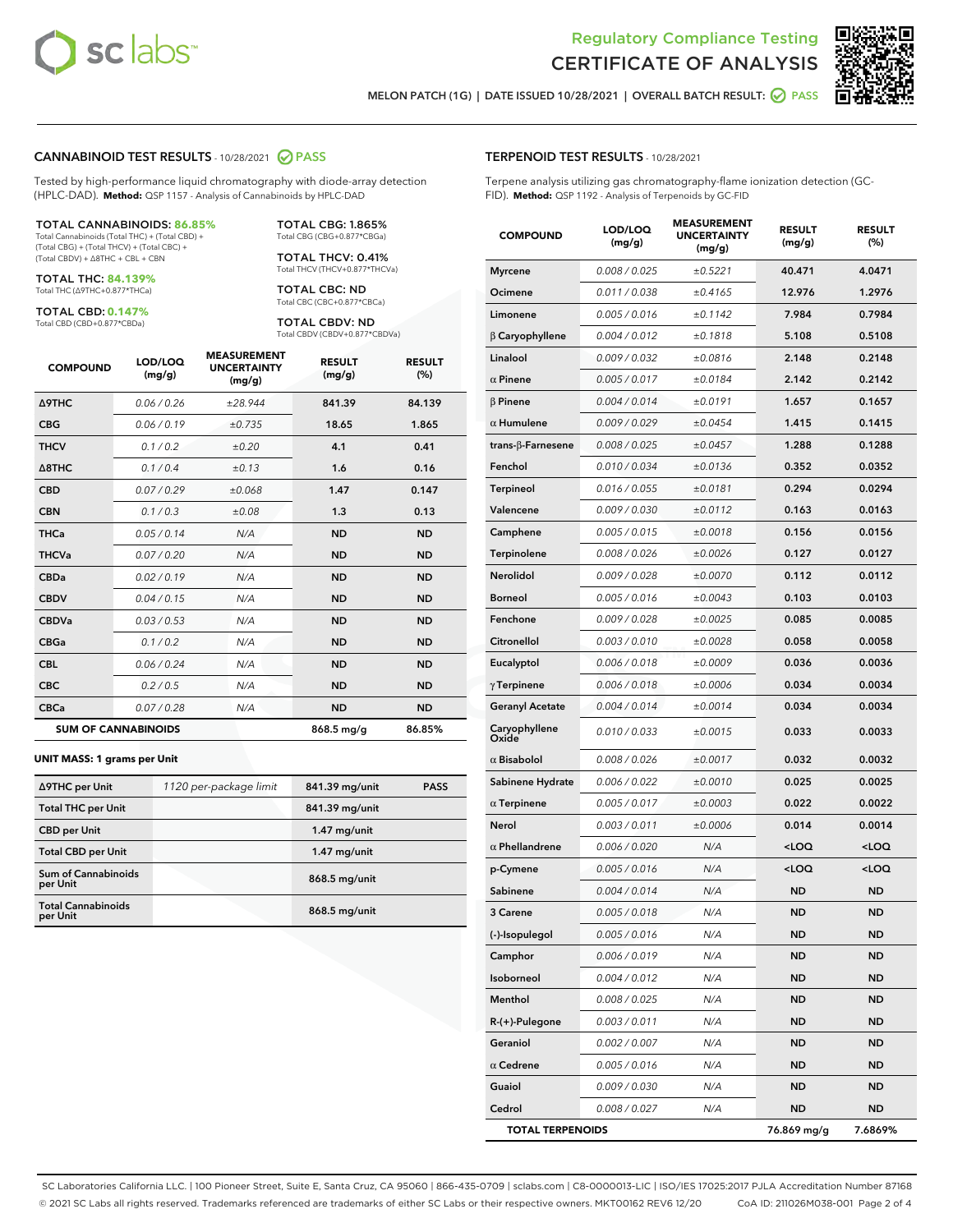Regulatory Compliance Testing
CERTIFICATE OF ANALYSIS

MELON PATCH (1G) | DATE ISSUED 10/28/2021 | OVERALL BATCH RESULT: PASS

## CANNABINOID TEST RESULTS - 10/28/2021 PASS

Tested by high-performance liquid chromatography with diode-array detection (HPLC-DAD). **Method:** QSP 1157 - Analysis of Cannabinoids by HPLC-DAD

**TOTAL CANNABINOIDS: 86.85%**
Total Cannabinoids (Total THC) + (Total CBD) + (Total CBG) + (Total THCV) + (Total CBC) + (Total CBDV) + Δ8THC + CBL + CBN

**TOTAL THC: 84.139%**
Total THC (Δ9THC+0.877*THCa)

**TOTAL CBD: 0.147%**
Total CBD (CBD+0.877*CBDa)

**TOTAL CBG: 1.865%**
Total CBG (CBG+0.877*CBGa)

**TOTAL THCV: 0.41%**
Total THCV (THCV+0.877*THCVa)

**TOTAL CBC: ND**
Total CBC (CBC+0.877*CBCa)

**TOTAL CBDV: ND**
Total CBDV (CBDV+0.877*CBDVa)

| COMPOUND | LOD/LOQ (mg/g) | MEASUREMENT UNCERTAINTY (mg/g) | RESULT (mg/g) | RESULT (%) |
|---|---|---|---|---|
| Δ9THC | 0.06 / 0.26 | ±28.944 | 841.39 | 84.139 |
| CBG | 0.06 / 0.19 | ±0.735 | 18.65 | 1.865 |
| THCV | 0.1 / 0.2 | ±0.20 | 4.1 | 0.41 |
| Δ8THC | 0.1 / 0.4 | ±0.13 | 1.6 | 0.16 |
| CBD | 0.07 / 0.29 | ±0.068 | 1.47 | 0.147 |
| CBN | 0.1 / 0.3 | ±0.08 | 1.3 | 0.13 |
| THCa | 0.05 / 0.14 | N/A | ND | ND |
| THCVa | 0.07 / 0.20 | N/A | ND | ND |
| CBDa | 0.02 / 0.19 | N/A | ND | ND |
| CBDV | 0.04 / 0.15 | N/A | ND | ND |
| CBDVa | 0.03 / 0.53 | N/A | ND | ND |
| CBGa | 0.1 / 0.2 | N/A | ND | ND |
| CBL | 0.06 / 0.24 | N/A | ND | ND |
| CBC | 0.2 / 0.5 | N/A | ND | ND |
| CBCa | 0.07 / 0.28 | N/A | ND | ND |
| **SUM OF CANNABINOIDS** | | | 868.5 mg/g | 86.85% |

**UNIT MASS: 1 grams per Unit**

| | | | |
|---|---|---|---|
| Δ9THC per Unit | 1120 per-package limit | 841.39 mg/unit | PASS |
| Total THC per Unit | | 841.39 mg/unit | |
| CBD per Unit | | 1.47 mg/unit | |
| Total CBD per Unit | | 1.47 mg/unit | |
| Sum of Cannabinoids per Unit | | 868.5 mg/unit | |
| Total Cannabinoids per Unit | | 868.5 mg/unit | |

## TERPENOID TEST RESULTS - 10/28/2021

Terpene analysis utilizing gas chromatography-flame ionization detection (GC-FID). **Method:** QSP 1192 - Analysis of Terpenoids by GC-FID

| COMPOUND | LOD/LOQ (mg/g) | MEASUREMENT UNCERTAINTY (mg/g) | RESULT (mg/g) | RESULT (%) |
|---|---|---|---|---|
| Myrcene | 0.008 / 0.025 | ±0.5221 | 40.471 | 4.0471 |
| Ocimene | 0.011 / 0.038 | ±0.4165 | 12.976 | 1.2976 |
| Limonene | 0.005 / 0.016 | ±0.1142 | 7.984 | 0.7984 |
| β Caryophyllene | 0.004 / 0.012 | ±0.1818 | 5.108 | 0.5108 |
| Linalool | 0.009 / 0.032 | ±0.0816 | 2.148 | 0.2148 |
| α Pinene | 0.005 / 0.017 | ±0.0184 | 2.142 | 0.2142 |
| β Pinene | 0.004 / 0.014 | ±0.0191 | 1.657 | 0.1657 |
| α Humulene | 0.009 / 0.029 | ±0.0454 | 1.415 | 0.1415 |
| trans-β-Farnesene | 0.008 / 0.025 | ±0.0457 | 1.288 | 0.1288 |
| Fenchol | 0.010 / 0.034 | ±0.0136 | 0.352 | 0.0352 |
| Terpineol | 0.016 / 0.055 | ±0.0181 | 0.294 | 0.0294 |
| Valencene | 0.009 / 0.030 | ±0.0112 | 0.163 | 0.0163 |
| Camphene | 0.005 / 0.015 | ±0.0018 | 0.156 | 0.0156 |
| Terpinolene | 0.008 / 0.026 | ±0.0026 | 0.127 | 0.0127 |
| Nerolidol | 0.009 / 0.028 | ±0.0070 | 0.112 | 0.0112 |
| Borneol | 0.005 / 0.016 | ±0.0043 | 0.103 | 0.0103 |
| Fenchone | 0.009 / 0.028 | ±0.0025 | 0.085 | 0.0085 |
| Citronellol | 0.003 / 0.010 | ±0.0028 | 0.058 | 0.0058 |
| Eucalyptol | 0.006 / 0.018 | ±0.0009 | 0.036 | 0.0036 |
| γ Terpinene | 0.006 / 0.018 | ±0.0006 | 0.034 | 0.0034 |
| Geranyl Acetate | 0.004 / 0.014 | ±0.0014 | 0.034 | 0.0034 |
| Caryophyllene Oxide | 0.010 / 0.033 | ±0.0015 | 0.033 | 0.0033 |
| α Bisabolol | 0.008 / 0.026 | ±0.0017 | 0.032 | 0.0032 |
| Sabinene Hydrate | 0.006 / 0.022 | ±0.0010 | 0.025 | 0.0025 |
| α Terpinene | 0.005 / 0.017 | ±0.0003 | 0.022 | 0.0022 |
| Nerol | 0.003 / 0.011 | ±0.0006 | 0.014 | 0.0014 |
| α Phellandrene | 0.006 / 0.020 | N/A | <LOQ | <LOQ |
| p-Cymene | 0.005 / 0.016 | N/A | <LOQ | <LOQ |
| Sabinene | 0.004 / 0.014 | N/A | ND | ND |
| 3 Carene | 0.005 / 0.018 | N/A | ND | ND |
| (-)-Isopulegol | 0.005 / 0.016 | N/A | ND | ND |
| Camphor | 0.006 / 0.019 | N/A | ND | ND |
| Isoborneol | 0.004 / 0.012 | N/A | ND | ND |
| Menthol | 0.008 / 0.025 | N/A | ND | ND |
| R-(+)-Pulegone | 0.003 / 0.011 | N/A | ND | ND |
| Geraniol | 0.002 / 0.007 | N/A | ND | ND |
| α Cedrene | 0.005 / 0.016 | N/A | ND | ND |
| Guaiol | 0.009 / 0.030 | N/A | ND | ND |
| Cedrol | 0.008 / 0.027 | N/A | ND | ND |
| **TOTAL TERPENOIDS** | | | 76.869 mg/g | 7.6869% |

SC Laboratories California LLC. | 100 Pioneer Street, Suite E, Santa Cruz, CA 95060 | 866-435-0709 | sclabs.com | C8-0000013-LIC | ISO/IES 17025:2017 PJLA Accreditation Number 87168
© 2021 SC Labs all rights reserved. Trademarks referenced are trademarks of either SC Labs or their respective owners. MKT00162 REV6 12/20 CoA ID: 211026M038-001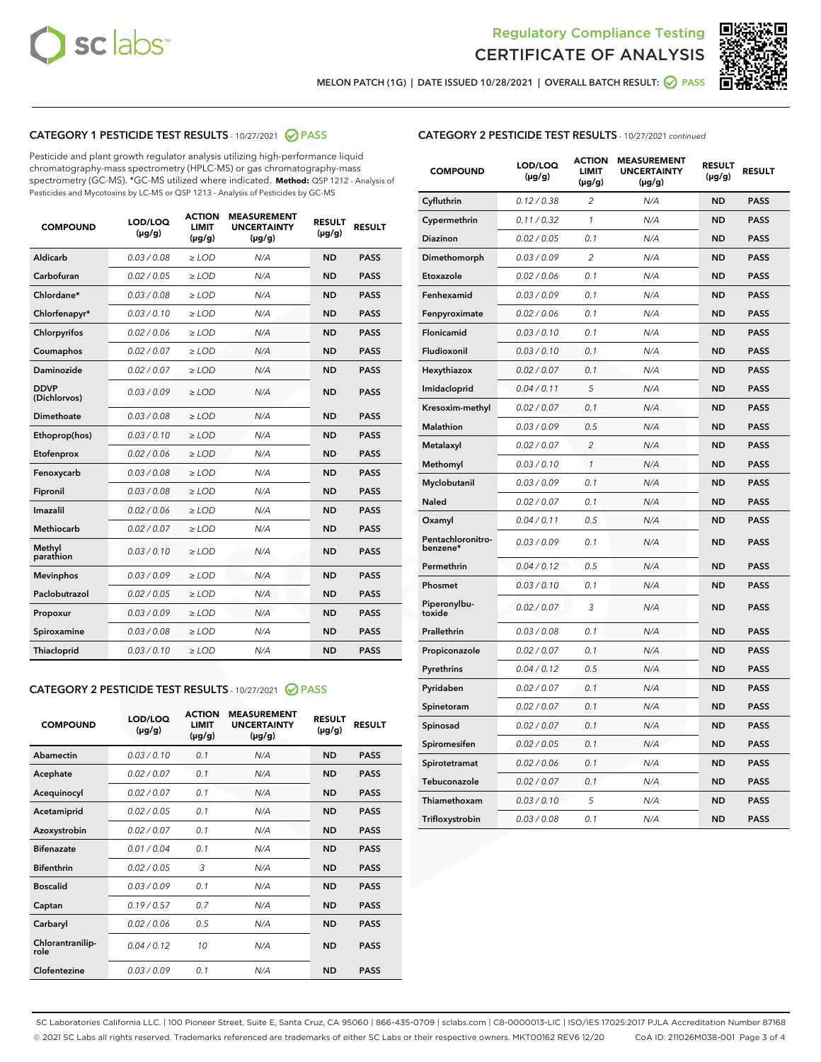Regulatory Compliance Testing
CERTIFICATE OF ANALYSIS

MELON PATCH (1G) | DATE ISSUED 10/28/2021 | OVERALL BATCH RESULT: PASS

## CATEGORY 1 PESTICIDE TEST RESULTS - 10/27/2021 PASS

Pesticide and plant growth regulator analysis utilizing high-performance liquid chromatography-mass spectrometry (HPLC-MS) or gas chromatography-mass spectrometry (GC-MS). *GC-MS utilized where indicated. **Method:** QSP 1212 - Analysis of Pesticides and Mycotoxins by LC-MS or QSP 1213 - Analysis of Pesticides by GC-MS

| COMPOUND | LOD/LOQ (µg/g) | ACTION LIMIT (µg/g) | MEASUREMENT UNCERTAINTY (µg/g) | RESULT (µg/g) | RESULT |
|---|---|---|---|---|---|
| Aldicarb | 0.03 / 0.08 | ≥ LOD | N/A | ND | PASS |
| Carbofuran | 0.02 / 0.05 | ≥ LOD | N/A | ND | PASS |
| Chlordane* | 0.03 / 0.08 | ≥ LOD | N/A | ND | PASS |
| Chlorfenapyr* | 0.03 / 0.10 | ≥ LOD | N/A | ND | PASS |
| Chlorpyrifos | 0.02 / 0.06 | ≥ LOD | N/A | ND | PASS |
| Coumaphos | 0.02 / 0.07 | ≥ LOD | N/A | ND | PASS |
| Daminozide | 0.02 / 0.07 | ≥ LOD | N/A | ND | PASS |
| DDVP (Dichlorvos) | 0.03 / 0.09 | ≥ LOD | N/A | ND | PASS |
| Dimethoate | 0.03 / 0.08 | ≥ LOD | N/A | ND | PASS |
| Ethoprop(hos) | 0.03 / 0.10 | ≥ LOD | N/A | ND | PASS |
| Etofenprox | 0.02 / 0.06 | ≥ LOD | N/A | ND | PASS |
| Fenoxycarb | 0.03 / 0.08 | ≥ LOD | N/A | ND | PASS |
| Fipronil | 0.03 / 0.08 | ≥ LOD | N/A | ND | PASS |
| Imazalil | 0.02 / 0.06 | ≥ LOD | N/A | ND | PASS |
| Methiocarb | 0.02 / 0.07 | ≥ LOD | N/A | ND | PASS |
| Methyl parathion | 0.03 / 0.10 | ≥ LOD | N/A | ND | PASS |
| Mevinphos | 0.03 / 0.09 | ≥ LOD | N/A | ND | PASS |
| Paclobutrazol | 0.02 / 0.05 | ≥ LOD | N/A | ND | PASS |
| Propoxur | 0.03 / 0.09 | ≥ LOD | N/A | ND | PASS |
| Spiroxamine | 0.03 / 0.08 | ≥ LOD | N/A | ND | PASS |
| Thiacloprid | 0.03 / 0.10 | ≥ LOD | N/A | ND | PASS |

## CATEGORY 2 PESTICIDE TEST RESULTS - 10/27/2021 PASS

| COMPOUND | LOD/LOQ (µg/g) | ACTION LIMIT (µg/g) | MEASUREMENT UNCERTAINTY (µg/g) | RESULT (µg/g) | RESULT |
|---|---|---|---|---|---|
| Abamectin | 0.03 / 0.10 | 0.1 | N/A | ND | PASS |
| Acephate | 0.02 / 0.07 | 0.1 | N/A | ND | PASS |
| Acequinocyl | 0.02 / 0.07 | 0.1 | N/A | ND | PASS |
| Acetamiprid | 0.02 / 0.05 | 0.1 | N/A | ND | PASS |
| Azoxystrobin | 0.02 / 0.07 | 0.1 | N/A | ND | PASS |
| Bifenazate | 0.01 / 0.04 | 0.1 | N/A | ND | PASS |
| Bifenthrin | 0.02 / 0.05 | 3 | N/A | ND | PASS |
| Boscalid | 0.03 / 0.09 | 0.1 | N/A | ND | PASS |
| Captan | 0.19 / 0.57 | 0.7 | N/A | ND | PASS |
| Carbaryl | 0.02 / 0.06 | 0.5 | N/A | ND | PASS |
| Chlorantraniliprole | 0.04 / 0.12 | 10 | N/A | ND | PASS |
| Clofentezine | 0.03 / 0.09 | 0.1 | N/A | ND | PASS |
| Cyfluthrin | 0.12 / 0.38 | 2 | N/A | ND | PASS |
| Cypermethrin | 0.11 / 0.32 | 1 | N/A | ND | PASS |
| Diazinon | 0.02 / 0.05 | 0.1 | N/A | ND | PASS |
| Dimethomorph | 0.03 / 0.09 | 2 | N/A | ND | PASS |
| Etoxazole | 0.02 / 0.06 | 0.1 | N/A | ND | PASS |
| Fenhexamid | 0.03 / 0.09 | 0.1 | N/A | ND | PASS |
| Fenpyroximate | 0.02 / 0.06 | 0.1 | N/A | ND | PASS |
| Flonicamid | 0.03 / 0.10 | 0.1 | N/A | ND | PASS |
| Fludioxonil | 0.03 / 0.10 | 0.1 | N/A | ND | PASS |
| Hexythiazox | 0.02 / 0.07 | 0.1 | N/A | ND | PASS |
| Imidacloprid | 0.04 / 0.11 | 5 | N/A | ND | PASS |
| Kresoxim-methyl | 0.02 / 0.07 | 0.1 | N/A | ND | PASS |
| Malathion | 0.03 / 0.09 | 0.5 | N/A | ND | PASS |
| Metalaxyl | 0.02 / 0.07 | 2 | N/A | ND | PASS |
| Methomyl | 0.03 / 0.10 | 1 | N/A | ND | PASS |
| Myclobutanil | 0.03 / 0.09 | 0.1 | N/A | ND | PASS |
| Naled | 0.02 / 0.07 | 0.1 | N/A | ND | PASS |
| Oxamyl | 0.04 / 0.11 | 0.5 | N/A | ND | PASS |
| Pentachloronitrobenzene* | 0.03 / 0.09 | 0.1 | N/A | ND | PASS |
| Permethrin | 0.04 / 0.12 | 0.5 | N/A | ND | PASS |
| Phosmet | 0.03 / 0.10 | 0.1 | N/A | ND | PASS |
| Piperonylbutoxide | 0.02 / 0.07 | 3 | N/A | ND | PASS |
| Prallethrin | 0.03 / 0.08 | 0.1 | N/A | ND | PASS |
| Propiconazole | 0.02 / 0.07 | 0.1 | N/A | ND | PASS |
| Pyrethrins | 0.04 / 0.12 | 0.5 | N/A | ND | PASS |
| Pyridaben | 0.02 / 0.07 | 0.1 | N/A | ND | PASS |
| Spinetoram | 0.02 / 0.07 | 0.1 | N/A | ND | PASS |
| Spinosad | 0.02 / 0.07 | 0.1 | N/A | ND | PASS |
| Spiromesifen | 0.02 / 0.05 | 0.1 | N/A | ND | PASS |
| Spirotetramat | 0.02 / 0.06 | 0.1 | N/A | ND | PASS |
| Tebuconazole | 0.02 / 0.07 | 0.1 | N/A | ND | PASS |
| Thiamethoxam | 0.03 / 0.10 | 5 | N/A | ND | PASS |
| Trifloxystrobin | 0.03 / 0.08 | 0.1 | N/A | ND | PASS |

SC Laboratories California LLC. | 100 Pioneer Street, Suite E, Santa Cruz, CA 95060 | 866-435-0709 | sclabs.com | C8-0000013-LIC | ISO/IES 17025:2017 PJLA Accreditation Number 87168
© 2021 SC Labs all rights reserved. Trademarks referenced are trademarks of either SC Labs or their respective owners. MKT00162 REV6 12/20 CoA ID: 211026M038-001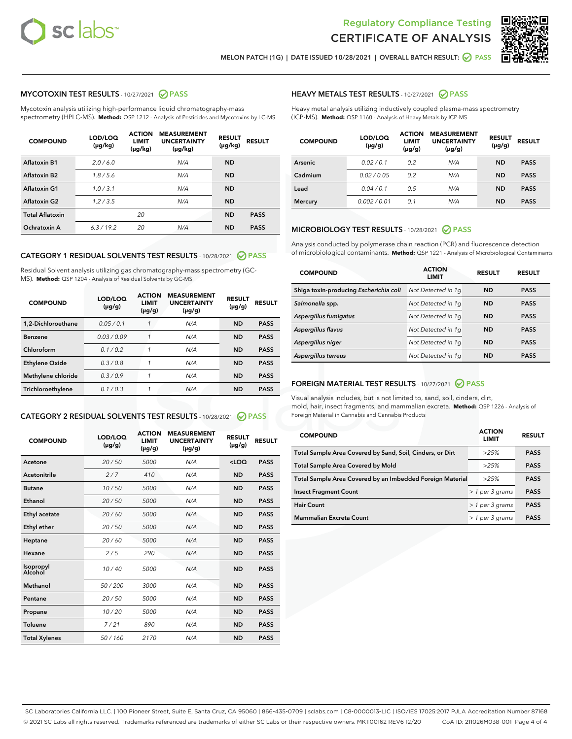Regulatory Compliance Testing
CERTIFICATE OF ANALYSIS

MELON PATCH (1G) | DATE ISSUED 10/28/2021 | OVERALL BATCH RESULT: PASS

## MYCOTOXIN TEST RESULTS - 10/27/2021 PASS

Mycotoxin analysis utilizing high-performance liquid chromatography-mass spectrometry (HPLC-MS). **Method:** QSP 1212 - Analysis of Pesticides and Mycotoxins by LC-MS

| COMPOUND | LOD/LOQ (µg/kg) | ACTION LIMIT (µg/kg) | MEASUREMENT UNCERTAINTY (µg/kg) | RESULT (µg/kg) | RESULT |
|---|---|---|---|---|---|
| Aflatoxin B1 | 2.0 / 6.0 | | N/A | ND | |
| Aflatoxin B2 | 1.8 / 5.6 | | N/A | ND | |
| Aflatoxin G1 | 1.0 / 3.1 | | N/A | ND | |
| Aflatoxin G2 | 1.2 / 3.5 | | N/A | ND | |
| Total Aflatoxin | | 20 | | ND | PASS |
| Ochratoxin A | 6.3 / 19.2 | 20 | N/A | ND | PASS |

## CATEGORY 1 RESIDUAL SOLVENTS TEST RESULTS - 10/28/2021 PASS

Residual Solvent analysis utilizing gas chromatography-mass spectrometry (GC-MS). **Method:** QSP 1204 - Analysis of Residual Solvents by GC-MS

| COMPOUND | LOD/LOQ (µg/g) | ACTION LIMIT (µg/g) | MEASUREMENT UNCERTAINTY (µg/g) | RESULT (µg/g) | RESULT |
|---|---|---|---|---|---|
| 1,2-Dichloroethane | 0.05 / 0.1 | 1 | N/A | ND | PASS |
| Benzene | 0.03 / 0.09 | 1 | N/A | ND | PASS |
| Chloroform | 0.1 / 0.2 | 1 | N/A | ND | PASS |
| Ethylene Oxide | 0.3 / 0.8 | 1 | N/A | ND | PASS |
| Methylene chloride | 0.3 / 0.9 | 1 | N/A | ND | PASS |
| Trichloroethylene | 0.1 / 0.3 | 1 | N/A | ND | PASS |

## CATEGORY 2 RESIDUAL SOLVENTS TEST RESULTS - 10/28/2021 PASS

| COMPOUND | LOD/LOQ (µg/g) | ACTION LIMIT (µg/g) | MEASUREMENT UNCERTAINTY (µg/g) | RESULT (µg/g) | RESULT |
|---|---|---|---|---|---|
| Acetone | 20 / 50 | 5000 | N/A | <LOQ | PASS |
| Acetonitrile | 2 / 7 | 410 | N/A | ND | PASS |
| Butane | 10 / 50 | 5000 | N/A | ND | PASS |
| Ethanol | 20 / 50 | 5000 | N/A | ND | PASS |
| Ethyl acetate | 20 / 60 | 5000 | N/A | ND | PASS |
| Ethyl ether | 20 / 50 | 5000 | N/A | ND | PASS |
| Heptane | 20 / 60 | 5000 | N/A | ND | PASS |
| Hexane | 2 / 5 | 290 | N/A | ND | PASS |
| Isopropyl Alcohol | 10 / 40 | 5000 | N/A | ND | PASS |
| Methanol | 50 / 200 | 3000 | N/A | ND | PASS |
| Pentane | 20 / 50 | 5000 | N/A | ND | PASS |
| Propane | 10 / 20 | 5000 | N/A | ND | PASS |
| Toluene | 7 / 21 | 890 | N/A | ND | PASS |
| Total Xylenes | 50 / 160 | 2170 | N/A | ND | PASS |

## HEAVY METALS TEST RESULTS - 10/27/2021 PASS

Heavy metal analysis utilizing inductively coupled plasma-mass spectrometry (ICP-MS). **Method:** QSP 1160 - Analysis of Heavy Metals by ICP-MS

| COMPOUND | LOD/LOQ (µg/g) | ACTION LIMIT (µg/g) | MEASUREMENT UNCERTAINTY (µg/g) | RESULT (µg/g) | RESULT |
|---|---|---|---|---|---|
| Arsenic | 0.02 / 0.1 | 0.2 | N/A | ND | PASS |
| Cadmium | 0.02 / 0.05 | 0.2 | N/A | ND | PASS |
| Lead | 0.04 / 0.1 | 0.5 | N/A | ND | PASS |
| Mercury | 0.002 / 0.01 | 0.1 | N/A | ND | PASS |

## MICROBIOLOGY TEST RESULTS - 10/28/2021 PASS

Analysis conducted by polymerase chain reaction (PCR) and fluorescence detection of microbiological contaminants. **Method:** QSP 1221 - Analysis of Microbiological Contaminants

| COMPOUND | ACTION LIMIT | RESULT | RESULT |
|---|---|---|---|
| Shiga toxin-producing *Escherichia coli* | Not Detected in 1g | ND | PASS |
| *Salmonella* spp. | Not Detected in 1g | ND | PASS |
| *Aspergillus fumigatus* | Not Detected in 1g | ND | PASS |
| *Aspergillus flavus* | Not Detected in 1g | ND | PASS |
| *Aspergillus niger* | Not Detected in 1g | ND | PASS |
| *Aspergillus terreus* | Not Detected in 1g | ND | PASS |

## FOREIGN MATERIAL TEST RESULTS - 10/27/2021 PASS

Visual analysis includes, but is not limited to, sand, soil, cinders, dirt, mold, hair, insect fragments, and mammalian excreta. **Method:** QSP 1226 - Analysis of Foreign Material in Cannabis and Cannabis Products

| COMPOUND | ACTION LIMIT | RESULT |
|---|---|---|
| Total Sample Area Covered by Sand, Soil, Cinders, or Dirt | >25% | PASS |
| Total Sample Area Covered by Mold | >25% | PASS |
| Total Sample Area Covered by an Imbedded Foreign Material | >25% | PASS |
| Insect Fragment Count | > 1 per 3 grams | PASS |
| Hair Count | > 1 per 3 grams | PASS |
| Mammalian Excreta Count | > 1 per 3 grams | PASS |

SC Laboratories California LLC. | 100 Pioneer Street, Suite E, Santa Cruz, CA 95060 | 866-435-0709 | sclabs.com | C8-0000013-LIC | ISO/IES 17025:2017 PJLA Accreditation Number 87168
© 2021 SC Labs all rights reserved. Trademarks referenced are trademarks of either SC Labs or their respective owners. MKT00162 REV6 12/20 CoA ID: 211026M038-001